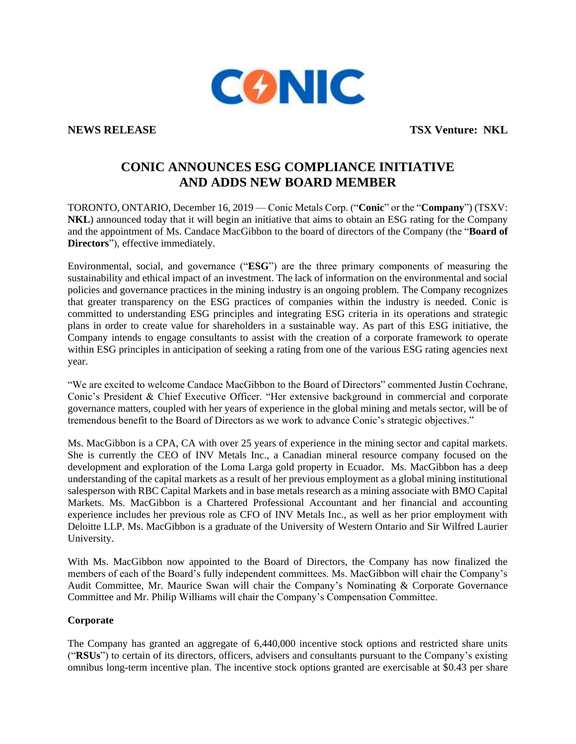CONIC

**NEWS RELEASE** **TSX Venture: NKL**

# CONIC ANNOUNCES ESG COMPLIANCE INITIATIVE AND ADDS NEW BOARD MEMBER

TORONTO, ONTARIO, December 16, 2019 — Conic Metals Corp. ("**Conic**" or the "**Company**") (TSXV: **NKL**) announced today that it will begin an initiative that aims to obtain an ESG rating for the Company and the appointment of Ms. Candace MacGibbon to the board of directors of the Company (the "**Board of Directors**"), effective immediately.

Environmental, social, and governance ("**ESG**") are the three primary components of measuring the sustainability and ethical impact of an investment. The lack of information on the environmental and social policies and governance practices in the mining industry is an ongoing problem. The Company recognizes that greater transparency on the ESG practices of companies within the industry is needed. Conic is committed to understanding ESG principles and integrating ESG criteria in its operations and strategic plans in order to create value for shareholders in a sustainable way. As part of this ESG initiative, the Company intends to engage consultants to assist with the creation of a corporate framework to operate within ESG principles in anticipation of seeking a rating from one of the various ESG rating agencies next year.

"We are excited to welcome Candace MacGibbon to the Board of Directors" commented Justin Cochrane, Conic's President & Chief Executive Officer. "Her extensive background in commercial and corporate governance matters, coupled with her years of experience in the global mining and metals sector, will be of tremendous benefit to the Board of Directors as we work to advance Conic's strategic objectives."

Ms. MacGibbon is a CPA, CA with over 25 years of experience in the mining sector and capital markets. She is currently the CEO of INV Metals Inc., a Canadian mineral resource company focused on the development and exploration of the Loma Larga gold property in Ecuador. Ms. MacGibbon has a deep understanding of the capital markets as a result of her previous employment as a global mining institutional salesperson with RBC Capital Markets and in base metals research as a mining associate with BMO Capital Markets. Ms. MacGibbon is a Chartered Professional Accountant and her financial and accounting experience includes her previous role as CFO of INV Metals Inc., as well as her prior employment with Deloitte LLP. Ms. MacGibbon is a graduate of the University of Western Ontario and Sir Wilfred Laurier University.

With Ms. MacGibbon now appointed to the Board of Directors, the Company has now finalized the members of each of the Board's fully independent committees. Ms. MacGibbon will chair the Company's Audit Committee, Mr. Maurice Swan will chair the Company's Nominating & Corporate Governance Committee and Mr. Philip Williams will chair the Company's Compensation Committee.

**Corporate**

The Company has granted an aggregate of 6,440,000 incentive stock options and restricted share units ("**RSUs**") to certain of its directors, officers, advisers and consultants pursuant to the Company's existing omnibus long-term incentive plan. The incentive stock options granted are exercisable at $0.43 per share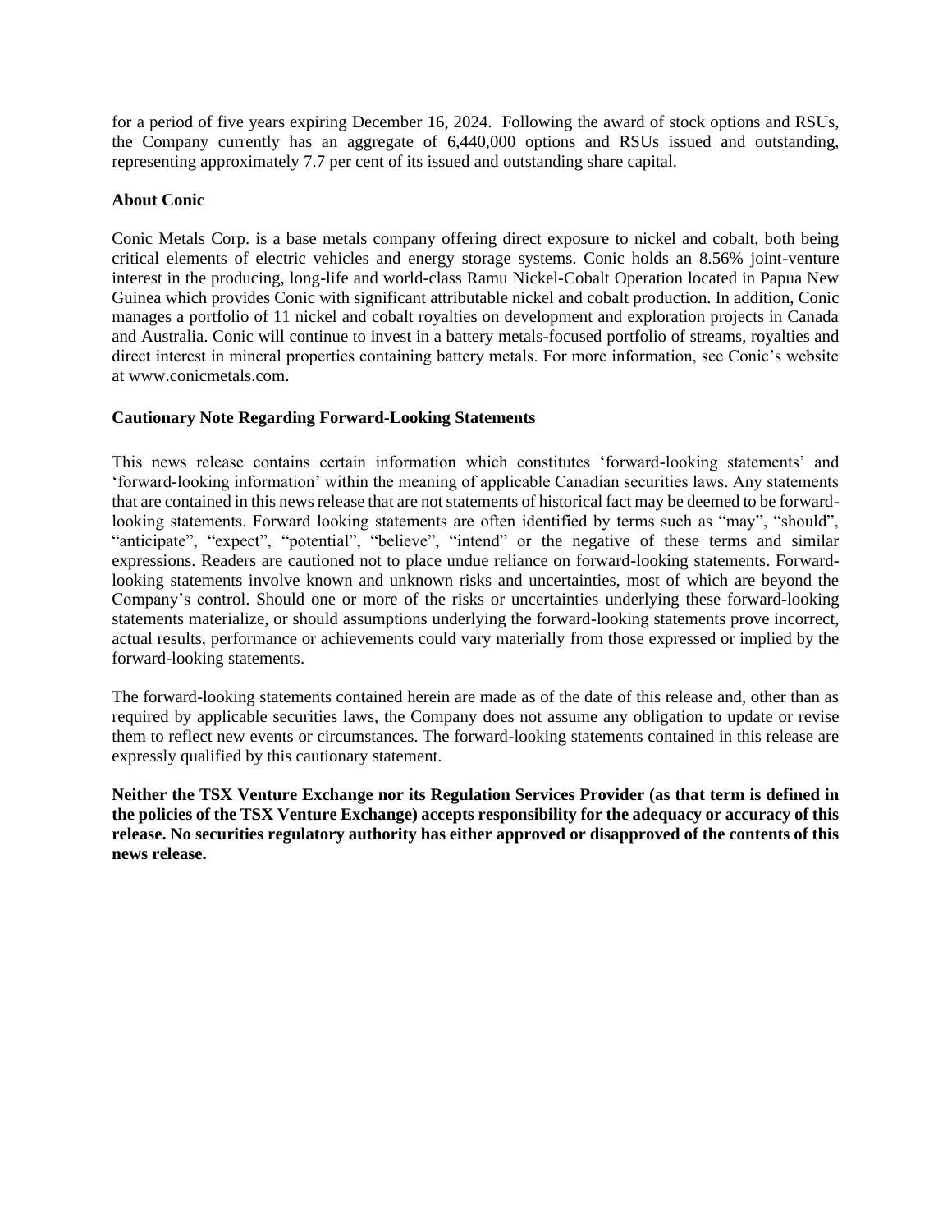for a period of five years expiring December 16, 2024. Following the award of stock options and RSUs, the Company currently has an aggregate of 6,440,000 options and RSUs issued and outstanding, representing approximately 7.7 per cent of its issued and outstanding share capital.

**About Conic**

Conic Metals Corp. is a base metals company offering direct exposure to nickel and cobalt, both being critical elements of electric vehicles and energy storage systems. Conic holds an 8.56% joint-venture interest in the producing, long-life and world-class Ramu Nickel-Cobalt Operation located in Papua New Guinea which provides Conic with significant attributable nickel and cobalt production. In addition, Conic manages a portfolio of 11 nickel and cobalt royalties on development and exploration projects in Canada and Australia. Conic will continue to invest in a battery metals-focused portfolio of streams, royalties and direct interest in mineral properties containing battery metals. For more information, see Conic's website at www.conicmetals.com.

**Cautionary Note Regarding Forward-Looking Statements**

This news release contains certain information which constitutes 'forward-looking statements' and 'forward-looking information' within the meaning of applicable Canadian securities laws. Any statements that are contained in this news release that are not statements of historical fact may be deemed to be forward-looking statements. Forward looking statements are often identified by terms such as "may", "should", "anticipate", "expect", "potential", "believe", "intend" or the negative of these terms and similar expressions. Readers are cautioned not to place undue reliance on forward-looking statements. Forward-looking statements involve known and unknown risks and uncertainties, most of which are beyond the Company's control. Should one or more of the risks or uncertainties underlying these forward-looking statements materialize, or should assumptions underlying the forward-looking statements prove incorrect, actual results, performance or achievements could vary materially from those expressed or implied by the forward-looking statements.

The forward-looking statements contained herein are made as of the date of this release and, other than as required by applicable securities laws, the Company does not assume any obligation to update or revise them to reflect new events or circumstances. The forward-looking statements contained in this release are expressly qualified by this cautionary statement.

**Neither the TSX Venture Exchange nor its Regulation Services Provider (as that term is defined in the policies of the TSX Venture Exchange) accepts responsibility for the adequacy or accuracy of this release. No securities regulatory authority has either approved or disapproved of the contents of this news release.**